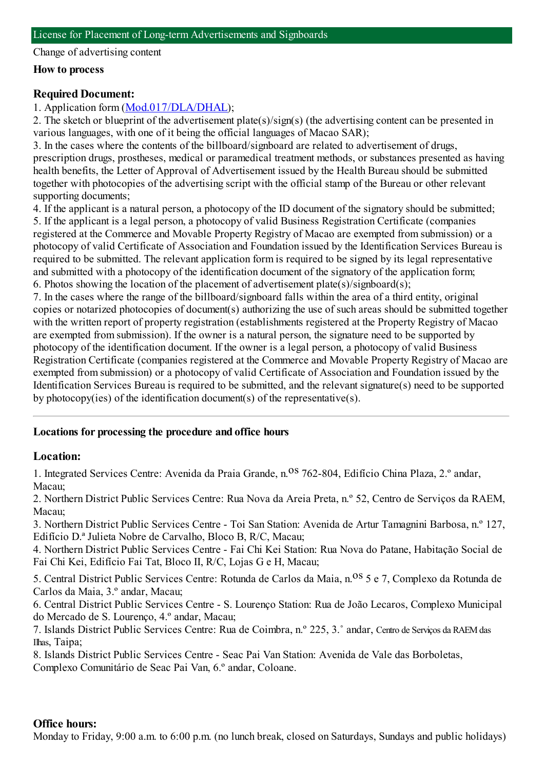## License for Placement of Long-term Advertisements and Signboards

Change of advertising content

**How to process**

### Required Document:

1. Application form (Mod.017/DLA/DHAL);
2. The sketch or blueprint of the advertisement plate(s)/sign(s) (the advertising content can be presented in various languages, with one of it being the official languages of Macao SAR);
3. In the cases where the contents of the billboard/signboard are related to advertisement of drugs, prescription drugs, prostheses, medical or paramedical treatment methods, or substances presented as having health benefits, the Letter of Approval of Advertisement issued by the Health Bureau should be submitted together with photocopies of the advertising script with the official stamp of the Bureau or other relevant supporting documents;
4. If the applicant is a natural person, a photocopy of the ID document of the signatory should be submitted;
5. If the applicant is a legal person, a photocopy of valid Business Registration Certificate (companies registered at the Commerce and Movable Property Registry of Macao are exempted from submission) or a photocopy of valid Certificate of Association and Foundation issued by the Identification Services Bureau is required to be submitted. The relevant application form is required to be signed by its legal representative and submitted with a photocopy of the identification document of the signatory of the application form;
6. Photos showing the location of the placement of advertisement plate(s)/signboard(s);
7. In the cases where the range of the billboard/signboard falls within the area of a third entity, original copies or notarized photocopies of document(s) authorizing the use of such areas should be submitted together with the written report of property registration (establishments registered at the Property Registry of Macao are exempted from submission). If the owner is a natural person, the signature need to be supported by photocopy of the identification document. If the owner is a legal person, a photocopy of valid Business Registration Certificate (companies registered at the Commerce and Movable Property Registry of Macao are exempted from submission) or a photocopy of valid Certificate of Association and Foundation issued by the Identification Services Bureau is required to be submitted, and the relevant signature(s) need to be supported by photocopy(ies) of the identification document(s) of the representative(s).

---

**Locations for processing the procedure and office hours**

### Location:

1. Integrated Services Centre: Avenida da Praia Grande, n.os 762-804, Edifício China Plaza, 2.º andar, Macau;
2. Northern District Public Services Centre: Rua Nova da Areia Preta, n.º 52, Centro de Serviços da RAEM, Macau;
3. Northern District Public Services Centre - Toi San Station: Avenida de Artur Tamagnini Barbosa, n.º 127, Edifício D.ª Julieta Nobre de Carvalho, Bloco B, R/C, Macau;
4. Northern District Public Services Centre - Fai Chi Kei Station: Rua Nova do Patane, Habitação Social de Fai Chi Kei, Edifício Fai Tat, Bloco II, R/C, Lojas G e H, Macau;
5. Central District Public Services Centre: Rotunda de Carlos da Maia, n.os 5 e 7, Complexo da Rotunda de Carlos da Maia, 3.º andar, Macau;
6. Central District Public Services Centre - S. Lourenço Station: Rua de João Lecaros, Complexo Municipal do Mercado de S. Lourenço, 4.º andar, Macau;
7. Islands District Public Services Centre: Rua de Coimbra, n.º 225, 3.˚ andar, Centro de Serviços da RAEM das Ilhas, Taipa;
8. Islands District Public Services Centre - Seac Pai Van Station: Avenida de Vale das Borboletas, Complexo Comunitário de Seac Pai Van, 6.º andar, Coloane.

### Office hours:

Monday to Friday, 9:00 a.m. to 6:00 p.m. (no lunch break, closed on Saturdays, Sundays and public holidays)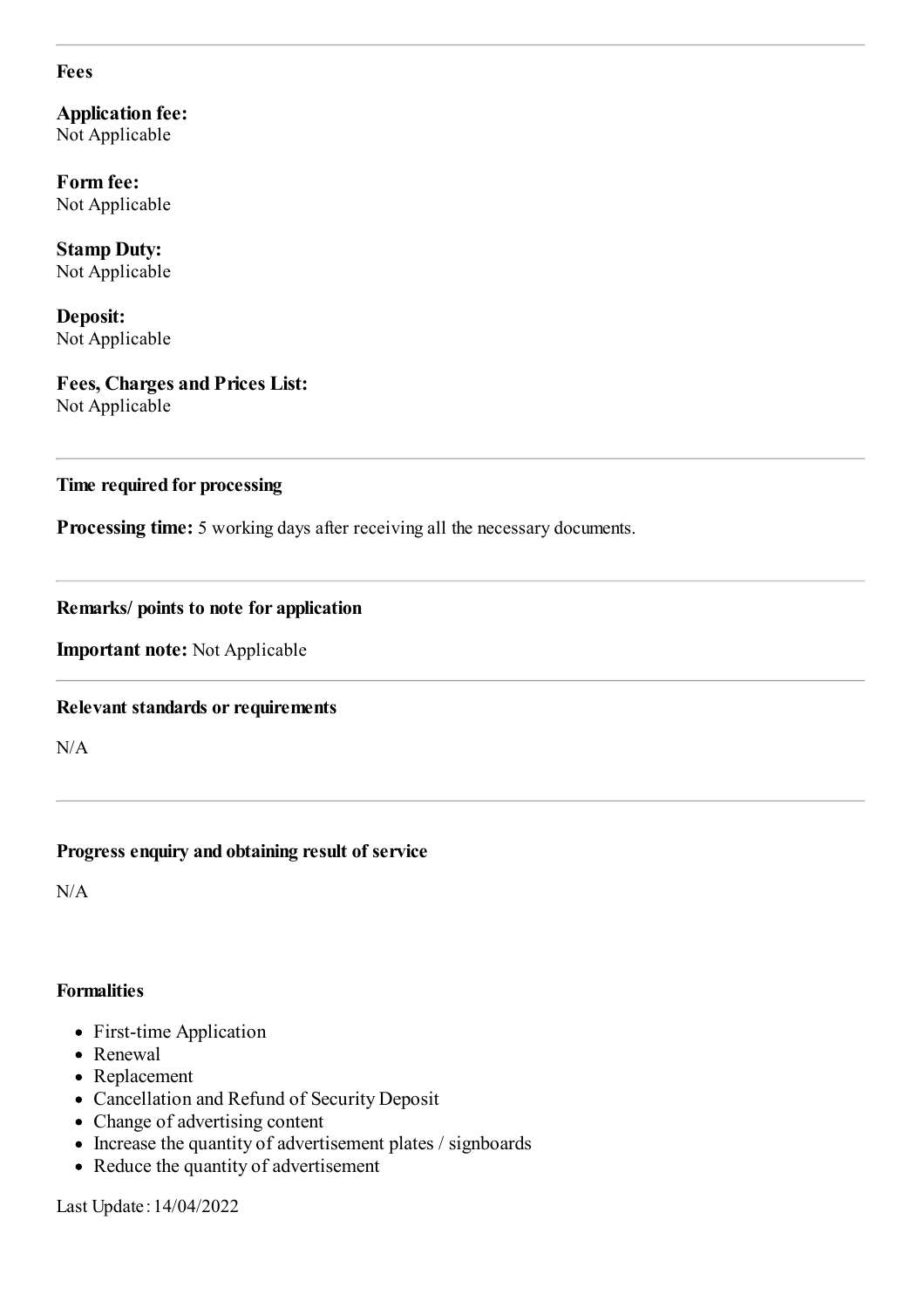---

**Fees**

**Application fee:**
Not Applicable

**Form fee:**
Not Applicable

**Stamp Duty:**
Not Applicable

**Deposit:**
Not Applicable

**Fees, Charges and Prices List:**
Not Applicable

---

**Time required for processing**

**Processing time:** 5 working days after receiving all the necessary documents.

---

**Remarks/ points to note for application**

**Important note:** Not Applicable

---

**Relevant standards or requirements**

N/A

---

**Progress enquiry and obtaining result of service**

N/A

**Formalities**

- First-time Application
- Renewal
- Replacement
- Cancellation and Refund of Security Deposit
- Change of advertising content
- Increase the quantity of advertisement plates / signboards
- Reduce the quantity of advertisement

Last Update: 14/04/2022